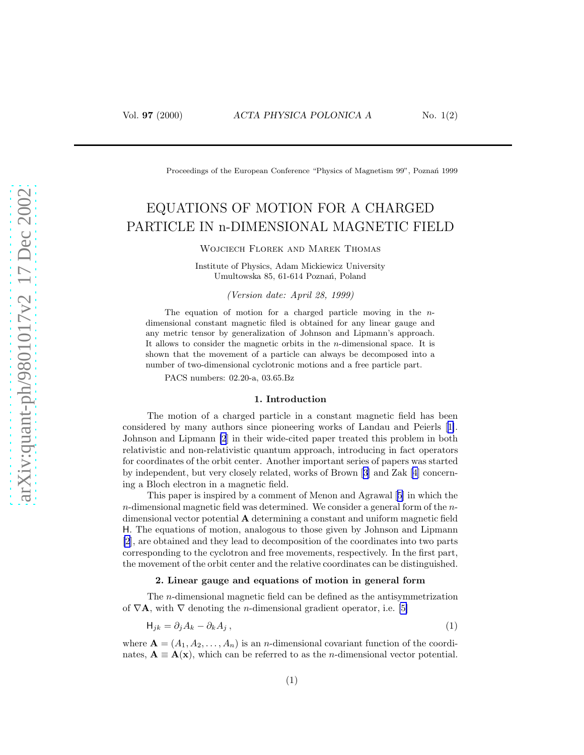Proceedings of the European Conference "Physics of Magnetism 99", Poznań 1999

# EQUATIONS OF MOTION FOR A CHARGED PARTICLE IN n-DIMENSIONAL MAGNETIC FIELD

Wojciech Florek and Marek Thomas

Institute of Physics, Adam Mickiewicz University
Umultowska 85, 61-614 Poznań, Poland

*(Version date: April 28, 1999)*

The equation of motion for a charged particle moving in the $n$-dimensional constant magnetic filed is obtained for any linear gauge and any metric tensor by generalization of Johnson and Lipmann's approach. It allows to consider the magnetic orbits in the $n$-dimensional space. It is shown that the movement of a particle can always be decomposed into a number of two-dimensional cyclotronic motions and a free particle part.

PACS numbers: 02.20-a, 03.65.Bz

## 1. Introduction

The motion of a charged particle in a constant magnetic field has been considered by many authors since pioneering works of Landau and Peierls [1]. Johnson and Lipmann [2] in their wide-cited paper treated this problem in both relativistic and non-relativistic quantum approach, introducing in fact operators for coordinates of the orbit center. Another important series of papers was started by independent, but very closely related, works of Brown [3] and Zak [4] concerning a Bloch electron in a magnetic field.

This paper is inspired by a comment of Menon and Agrawal [5] in which the $n$-dimensional magnetic field was determined. We consider a general form of the $n$-dimensional vector potential $\mathbf{A}$ determining a constant and uniform magnetic field $\mathsf{H}$. The equations of motion, analogous to those given by Johnson and Lipmann [2], are obtained and they lead to decomposition of the coordinates into two parts corresponding to the cyclotron and free movements, respectively. In the first part, the movement of the orbit center and the relative coordinates can be distinguished.

## 2. Linear gauge and equations of motion in general form

The $n$-dimensional magnetic field can be defined as the antisymmetrization of $\nabla\mathbf{A}$, with $\nabla$ denoting the $n$-dimensional gradient operator, i.e. [5]

$$\mathsf{H}_{jk} = \partial_j A_k - \partial_k A_j \,, \tag{1}$$

where $\mathbf{A} = (A_1, A_2, \ldots, A_n)$ is an $n$-dimensional covariant function of the coordinates, $\mathbf{A} \equiv \mathbf{A}(\mathbf{x})$, which can be referred to as the $n$-dimensional vector potential.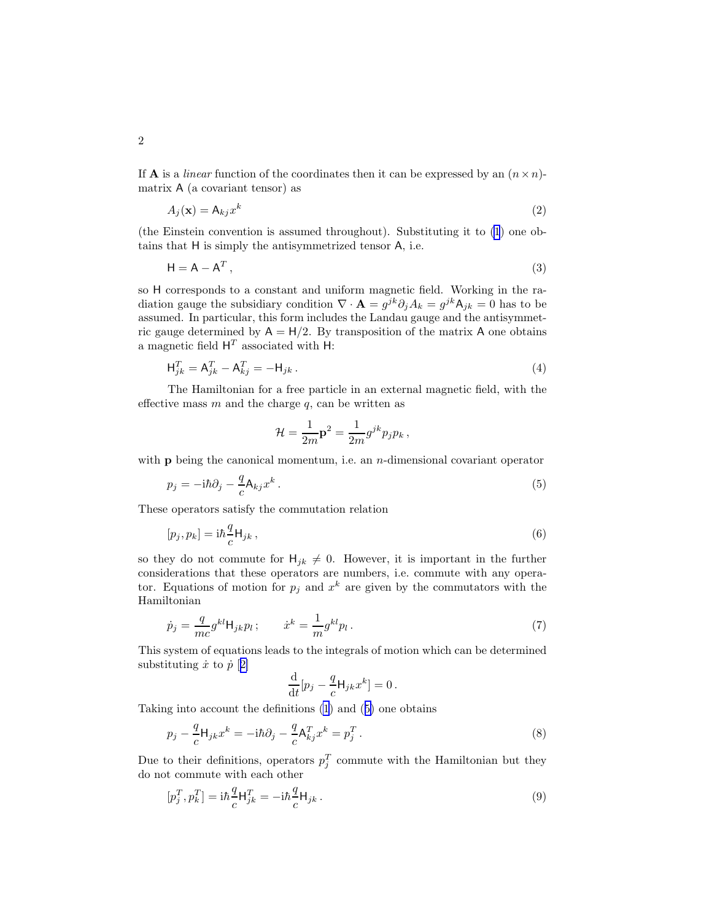If $\mathbf{A}$ is a *linear* function of the coordinates then it can be expressed by an $(n \times n)$-matrix $\mathsf{A}$ (a covariant tensor) as

$$A_j(\mathbf{x}) = \mathsf{A}_{kj} x^k \tag{2}$$

(the Einstein convention is assumed throughout). Substituting it to (1) one obtains that $\mathsf{H}$ is simply the antisymmetrized tensor $\mathsf{A}$, i.e.

$$\mathsf{H} = \mathsf{A} - \mathsf{A}^T , \tag{3}$$

so $\mathsf{H}$ corresponds to a constant and uniform magnetic field. Working in the radiation gauge the subsidiary condition $\nabla \cdot \mathbf{A} = g^{jk}\partial_j A_k = g^{jk}\mathsf{A}_{jk} = 0$ has to be assumed. In particular, this form includes the Landau gauge and the antisymmetric gauge determined by $\mathsf{A} = \mathsf{H}/2$. By transposition of the matrix $\mathsf{A}$ one obtains a magnetic field $\mathsf{H}^T$ associated with $\mathsf{H}$:

$$\mathsf{H}^T_{jk} = \mathsf{A}^T_{jk} - \mathsf{A}^T_{kj} = -\mathsf{H}_{jk} . \tag{4}$$

The Hamiltonian for a free particle in an external magnetic field, with the effective mass $m$ and the charge $q$, can be written as

$$\mathcal{H} = \frac{1}{2m}\mathbf{p}^2 = \frac{1}{2m} g^{jk} p_j p_k ,$$

with $\mathbf{p}$ being the canonical momentum, i.e. an $n$-dimensional covariant operator

$$p_j = -\mathrm{i}\hbar\partial_j - \frac{q}{c}\mathsf{A}_{kj} x^k . \tag{5}$$

These operators satisfy the commutation relation

$$[p_j, p_k] = \mathrm{i}\hbar \frac{q}{c}\mathsf{H}_{jk} , \tag{6}$$

so they do not commute for $\mathsf{H}_{jk} \neq 0$. However, it is important in the further considerations that these operators are numbers, i.e. commute with any operator. Equations of motion for $p_j$ and $x^k$ are given by the commutators with the Hamiltonian

$$\dot{p}_j = \frac{q}{mc} g^{kl}\mathsf{H}_{jk} p_l ; \qquad \dot{x}^k = \frac{1}{m} g^{kl} p_l . \tag{7}$$

This system of equations leads to the integrals of motion which can be determined substituting $\dot{x}$ to $\dot{p}$ [2]

$$\frac{\mathrm{d}}{\mathrm{d}t}[p_j - \frac{q}{c}\mathsf{H}_{jk} x^k] = 0 .$$

Taking into account the definitions (1) and (5) one obtains

$$p_j - \frac{q}{c}\mathsf{H}_{jk} x^k = -\mathrm{i}\hbar\partial_j - \frac{q}{c}\mathsf{A}^T_{kj} x^k = p^T_j . \tag{8}$$

Due to their definitions, operators $p^T_j$ commute with the Hamiltonian but they do not commute with each other

$$[p^T_j, p^T_k] = \mathrm{i}\hbar \frac{q}{c}\mathsf{H}^T_{jk} = -\mathrm{i}\hbar \frac{q}{c}\mathsf{H}_{jk} . \tag{9}$$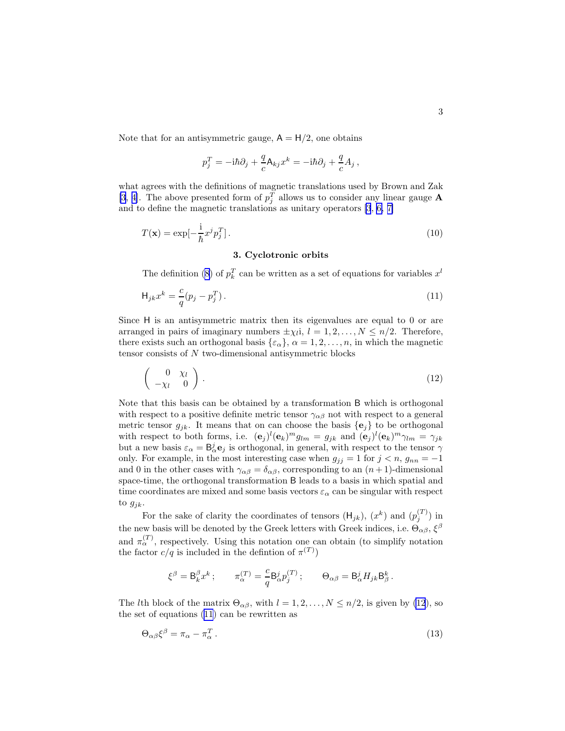Note that for an antisymmetric gauge, $\mathsf{A} = \mathsf{H}/2$, one obtains

$$p_j^T = -\mathrm{i}\hbar\partial_j + \frac{q}{c}\mathsf{A}_{kj}x^k = -\mathrm{i}\hbar\partial_j + \frac{q}{c}A_j\,,$$

what agrees with the definitions of magnetic translations used by Brown and Zak [3, 4]. The above presented form of $p_j^T$ allows us to consider any linear gauge $\mathbf{A}$ and to define the magnetic translations as unitary operators [3, 6, 7]

$$T(\mathbf{x}) = \exp[-\frac{\mathrm{i}}{\hbar}x^j p_j^T]\,. \tag{10}$$

### 3. Cyclotronic orbits

The definition (8) of $p_k^T$ can be written as a set of equations for variables $x^l$

$$\mathsf{H}_{jk}x^k = \frac{c}{q}(p_j - p_j^T)\,. \tag{11}$$

Since $\mathsf{H}$ is an antisymmetric matrix then its eigenvalues are equal to 0 or are arranged in pairs of imaginary numbers $\pm\chi_l\mathrm{i}$, $l = 1, 2, \ldots, N \le n/2$. Therefore, there exists such an orthogonal basis $\{\varepsilon_\alpha\}$, $\alpha = 1, 2, \ldots, n$, in which the magnetic tensor consists of $N$ two-dimensional antisymmetric blocks

$$\begin{pmatrix} 0 & \chi_l \\ -\chi_l & 0 \end{pmatrix}. \tag{12}$$

Note that this basis can be obtained by a transformation $\mathsf{B}$ which is orthogonal with respect to a positive definite metric tensor $\gamma_{\alpha\beta}$ not with respect to a general metric tensor $g_{jk}$. It means that on can choose the basis $\{\mathbf{e}_j\}$ to be orthogonal with respect to both forms, i.e. $(\mathbf{e}_j)^l(\mathbf{e}_k)^m g_{lm} = g_{jk}$ and $(\mathbf{e}_j)^l(\mathbf{e}_k)^m\gamma_{lm} = \gamma_{jk}$ but a new basis $\varepsilon_\alpha = \mathsf{B}_\alpha^j\mathbf{e}_j$ is orthogonal, in general, with respect to the tensor $\gamma$ only. For example, in the most interesting case when $g_{jj} = 1$ for $j < n$, $g_{nn} = -1$ and 0 in the other cases with $\gamma_{\alpha\beta} = \delta_{\alpha\beta}$, corresponding to an $(n+1)$-dimensional space-time, the orthogonal transformation $\mathsf{B}$ leads to a basis in which spatial and time coordinates are mixed and some basis vectors $\varepsilon_\alpha$ can be singular with respect to $g_{jk}$.

For the sake of clarity the coordinates of tensors $(\mathsf{H}_{jk})$, $(x^k)$ and $(p_j^{(T)})$ in the new basis will be denoted by the Greek letters with Greek indices, i.e. $\Theta_{\alpha\beta}$, $\xi^\beta$ and $\pi_\alpha^{(T)}$, respectively. Using this notation one can obtain (to simplify notation the factor $c/q$ is included in the defintion of $\pi^{(T)}$)

$$\xi^\beta = \mathsf{B}_k^\beta x^k\,; \qquad \pi_\alpha^{(T)} = \frac{c}{q}\mathsf{B}_\alpha^j p_j^{(T)}\,; \qquad \Theta_{\alpha\beta} = \mathsf{B}_\alpha^j H_{jk}\mathsf{B}_\beta^k\,.$$

The $l$th block of the matrix $\Theta_{\alpha\beta}$, with $l = 1, 2, \ldots, N \le n/2$, is given by (12), so the set of equations (11) can be rewritten as

$$\Theta_{\alpha\beta}\xi^\beta = \pi_\alpha - \pi_\alpha^T\,. \tag{13}$$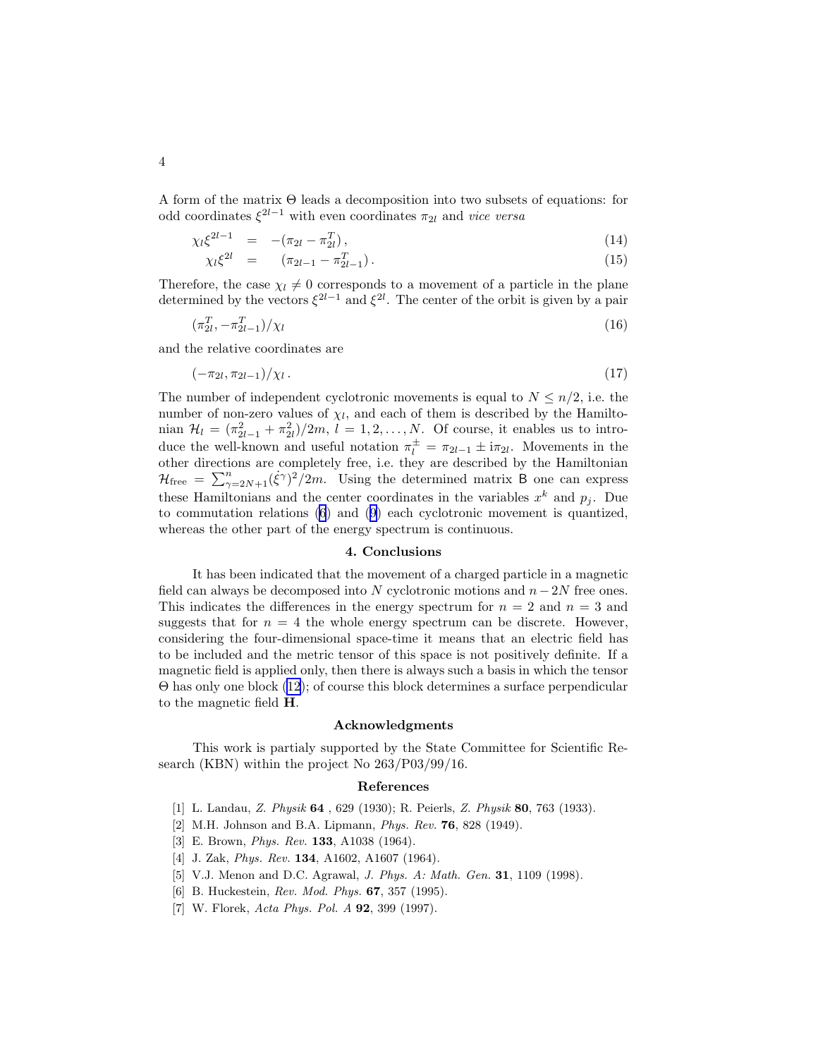A form of the matrix $\Theta$ leads a decomposition into two subsets of equations: for odd coordinates $\xi^{2l-1}$ with even coordinates $\pi_{2l}$ and *vice versa*

$$\chi_l \xi^{2l-1} = -(\pi_{2l} - \pi_{2l}^T), \tag{14}$$

$$\chi_l \xi^{2l} = (\pi_{2l-1} - \pi_{2l-1}^T). \tag{15}$$

Therefore, the case $\chi_l \neq 0$ corresponds to a movement of a particle in the plane determined by the vectors $\xi^{2l-1}$ and $\xi^{2l}$. The center of the orbit is given by a pair

$$(\pi_{2l}^T, -\pi_{2l-1}^T)/\chi_l \tag{16}$$

and the relative coordinates are

$$(-\pi_{2l}, \pi_{2l-1})/\chi_l. \tag{17}$$

The number of independent cyclotronic movements is equal to $N \leq n/2$, i.e. the number of non-zero values of $\chi_l$, and each of them is described by the Hamiltonian $\mathcal{H}_l = (\pi_{2l-1}^2 + \pi_{2l}^2)/2m$, $l = 1, 2, \ldots, N$. Of course, it enables us to introduce the well-known and useful notation $\pi_l^{\pm} = \pi_{2l-1} \pm \mathrm{i}\pi_{2l}$. Movements in the other directions are completely free, i.e. they are described by the Hamiltonian $\mathcal{H}_{\text{free}} = \sum_{\gamma=2N+1}^{n} (\dot{\xi}^{\gamma})^2/2m$. Using the determined matrix $\mathsf{B}$ one can express these Hamiltonians and the center coordinates in the variables $x^k$ and $p_j$. Due to commutation relations (6) and (9) each cyclotronic movement is quantized, whereas the other part of the energy spectrum is continuous.

## 4. Conclusions

It has been indicated that the movement of a charged particle in a magnetic field can always be decomposed into $N$ cyclotronic motions and $n-2N$ free ones. This indicates the differences in the energy spectrum for $n = 2$ and $n = 3$ and suggests that for $n = 4$ the whole energy spectrum can be discrete. However, considering the four-dimensional space-time it means that an electric field has to be included and the metric tensor of this space is not positively definite. If a magnetic field is applied only, then there is always such a basis in which the tensor $\Theta$ has only one block (12); of course this block determines a surface perpendicular to the magnetic field $\mathbf{H}$.

### Acknowledgments

This work is partialy supported by the State Committee for Scientific Research (KBN) within the project No 263/P03/99/16.

### References

[1] L. Landau, *Z. Physik* **64** , 629 (1930); R. Peierls, *Z. Physik* **80**, 763 (1933).

[2] M.H. Johnson and B.A. Lipmann, *Phys. Rev.* **76**, 828 (1949).

[3] E. Brown, *Phys. Rev.* **133**, A1038 (1964).

[4] J. Zak, *Phys. Rev.* **134**, A1602, A1607 (1964).

[5] V.J. Menon and D.C. Agrawal, *J. Phys. A: Math. Gen.* **31**, 1109 (1998).

[6] B. Huckestein, *Rev. Mod. Phys.* **67**, 357 (1995).

[7] W. Florek, *Acta Phys. Pol. A* **92**, 399 (1997).